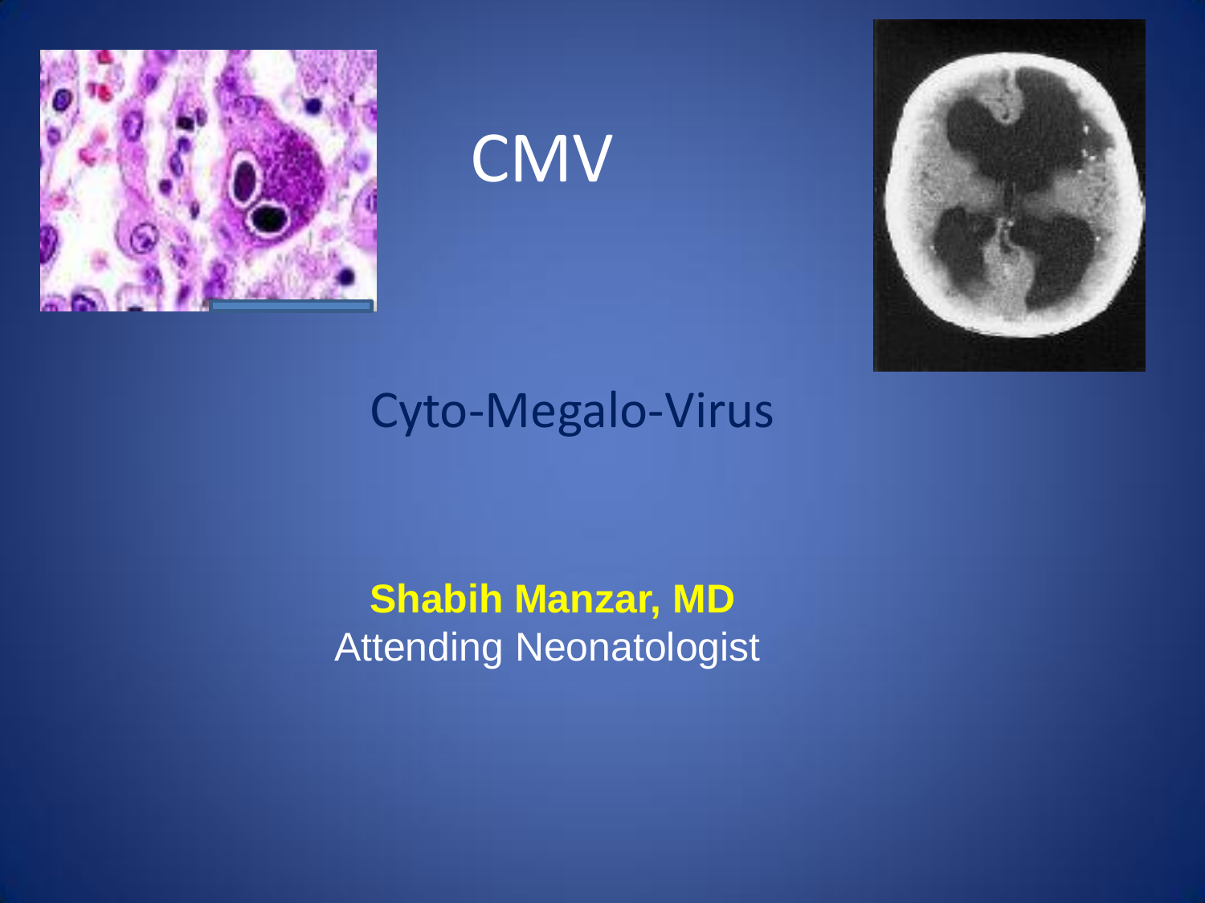# CMV

Cyto-Megalo-Virus

**Shabih Manzar, MD**
Attending Neonatologist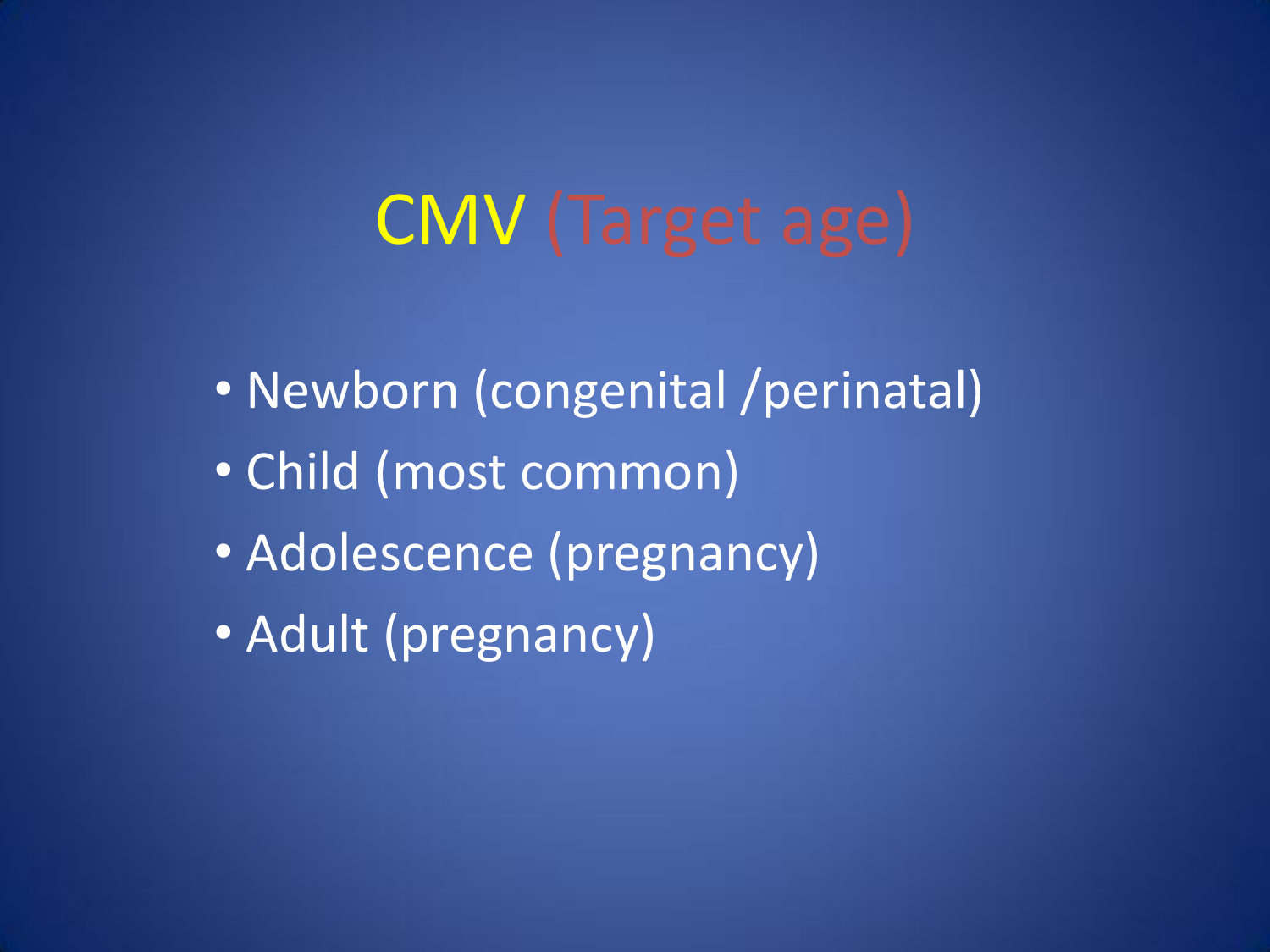# CMV (Target age)

- Newborn (congenital /perinatal)
- Child (most common)
- Adolescence (pregnancy)
- Adult (pregnancy)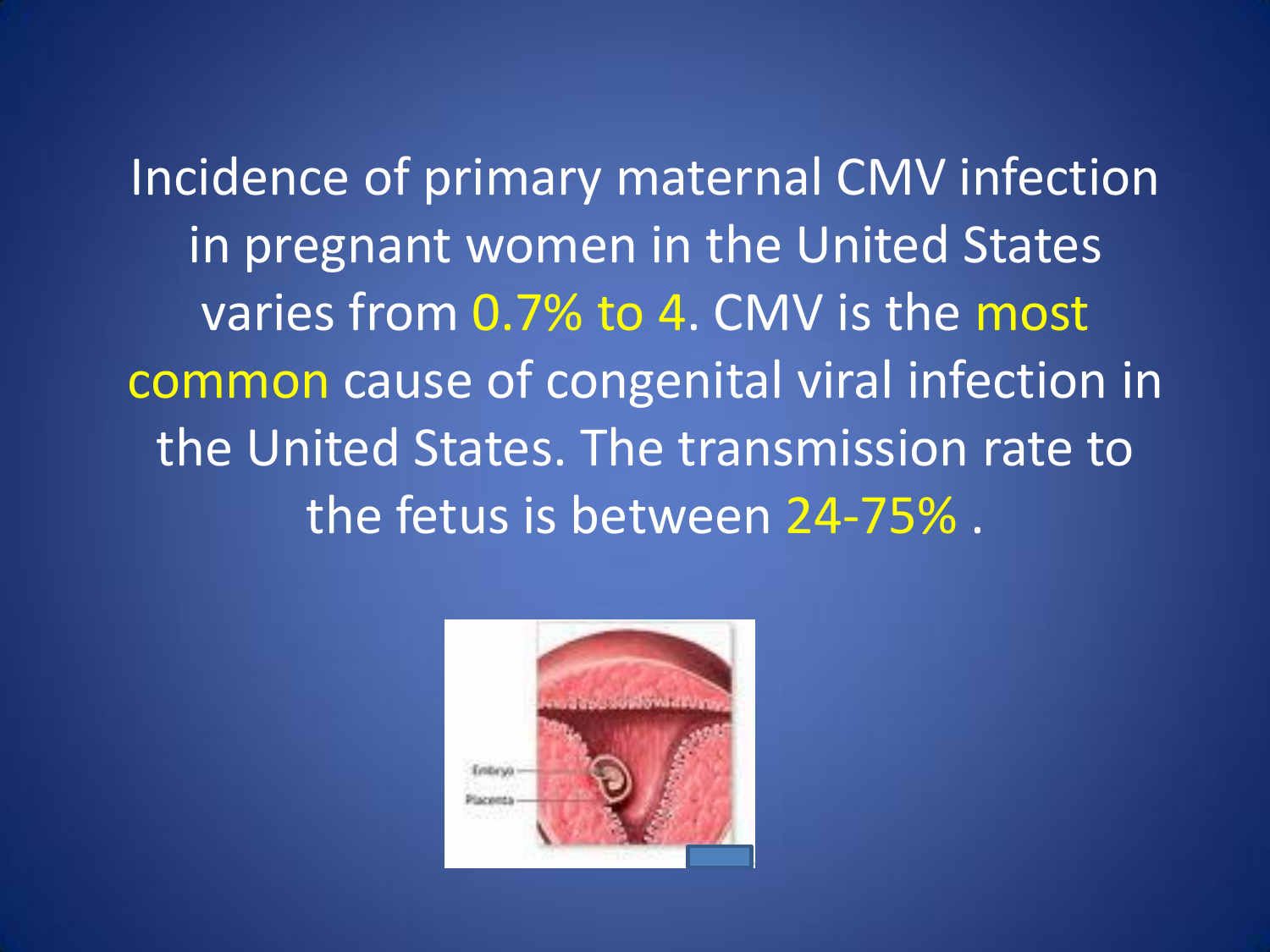Incidence of primary maternal CMV infection in pregnant women in the United States varies from 0.7% to 4. CMV is the most common cause of congenital viral infection in the United States. The transmission rate to the fetus is between 24-75% .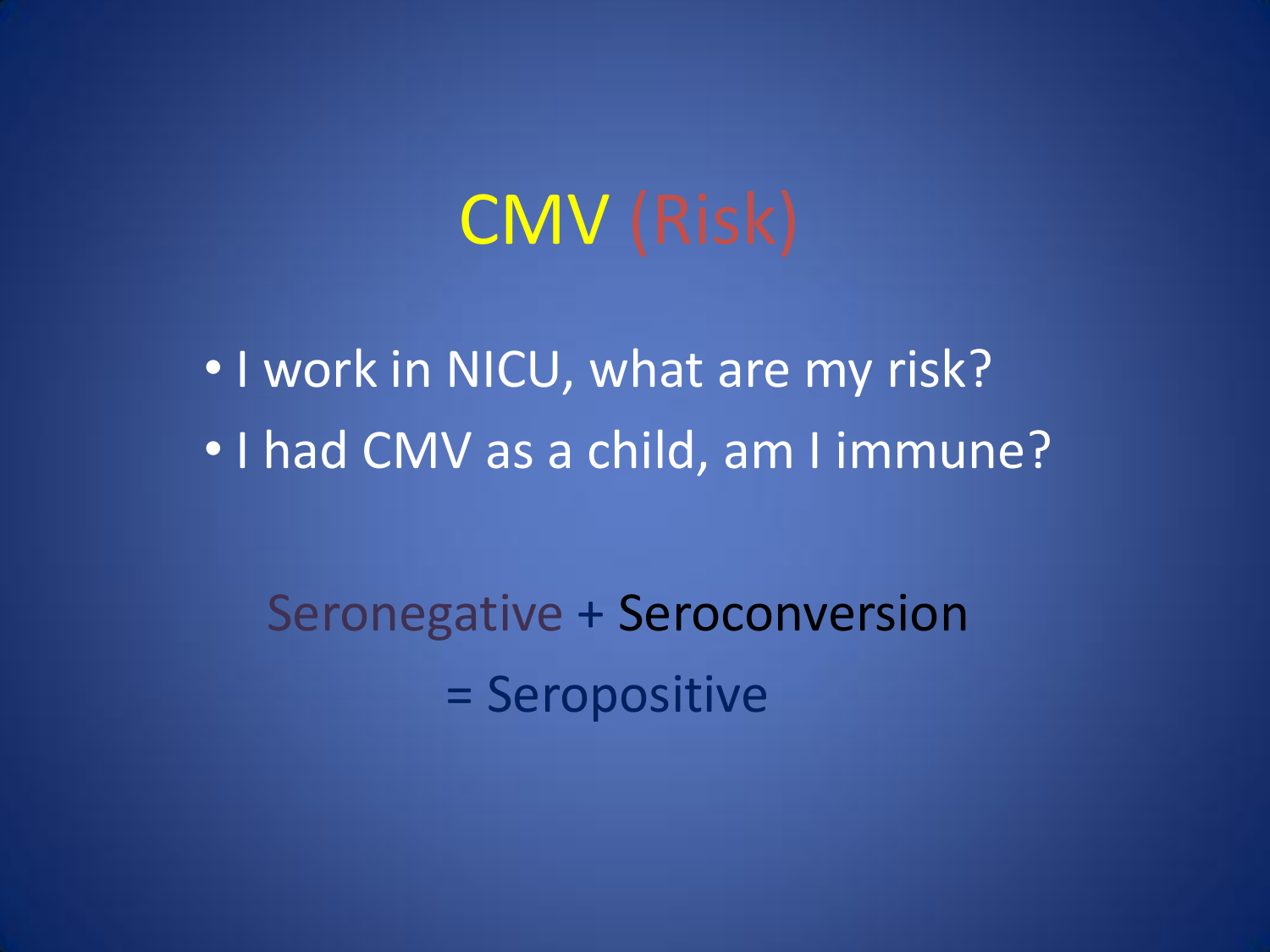# CMV (Risk)

- I work in NICU, what are my risk?
- I had CMV as a child, am I immune?

Seronegative + Seroconversion

= Seropositive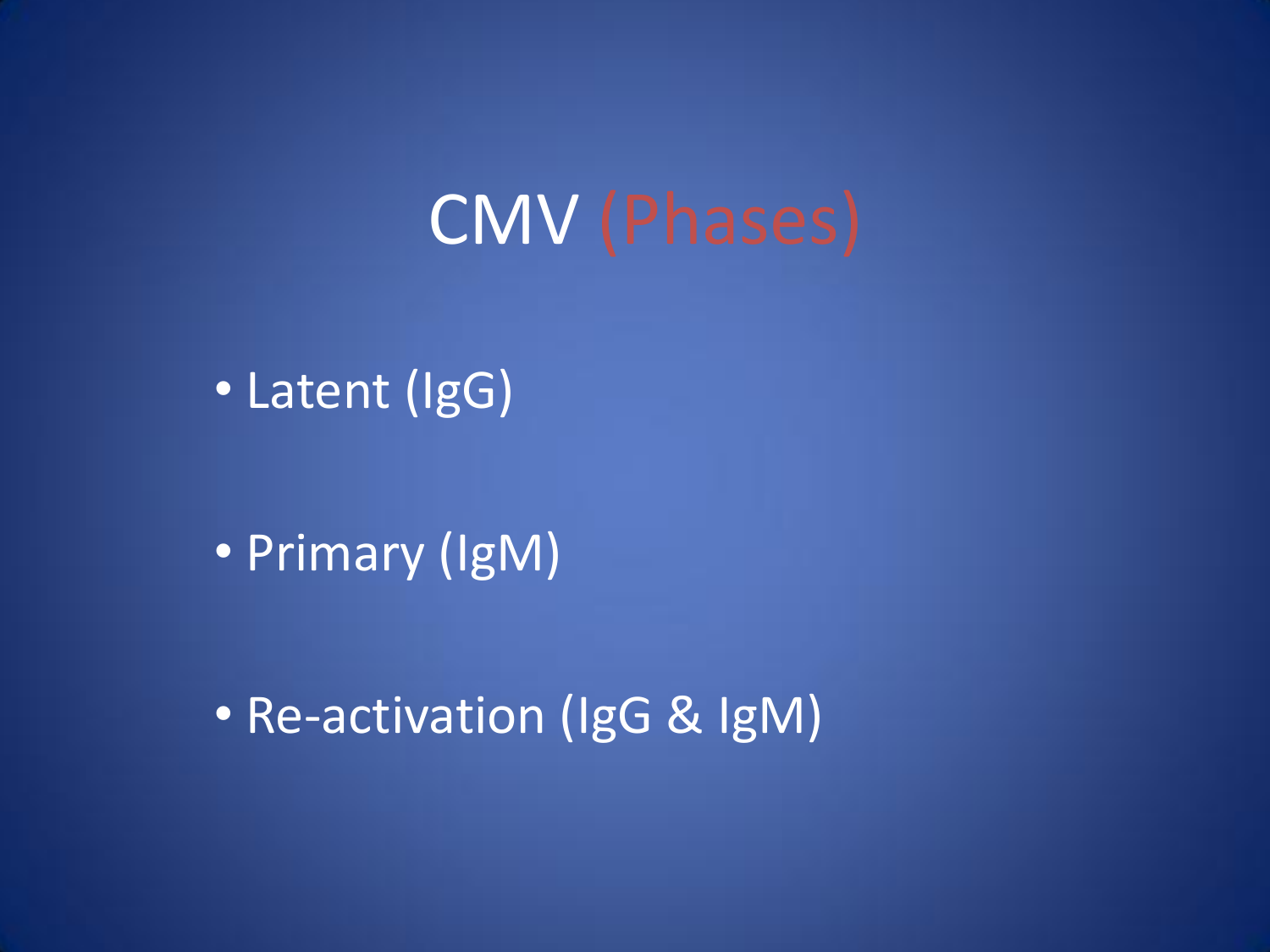# CMV (Phases)

- Latent (IgG)
- Primary (IgM)
- Re-activation (IgG & IgM)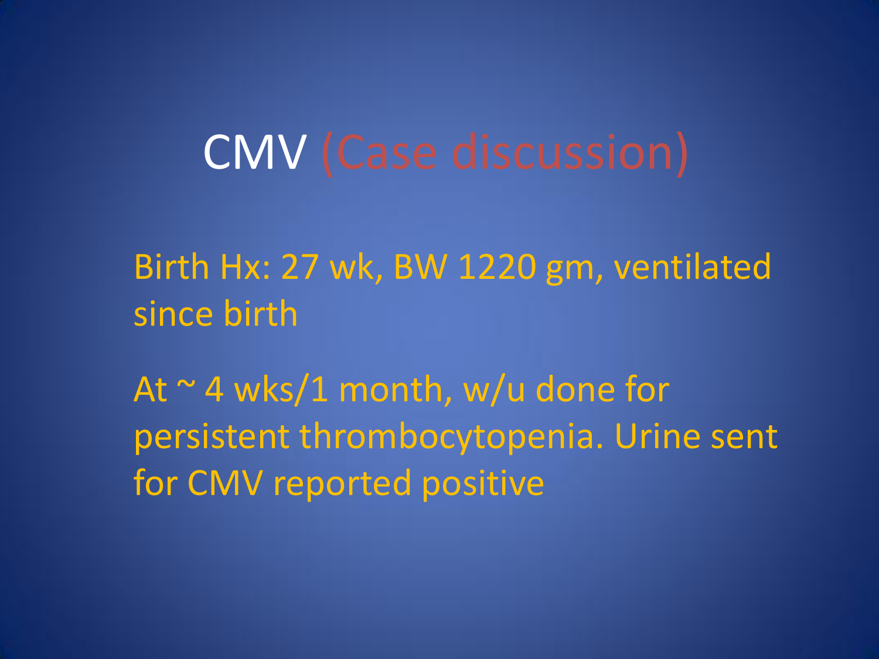# CMV (Case discussion)

Birth Hx: 27 wk, BW 1220 gm, ventilated since birth

At ~ 4 wks/1 month, w/u done for persistent thrombocytopenia. Urine sent for CMV reported positive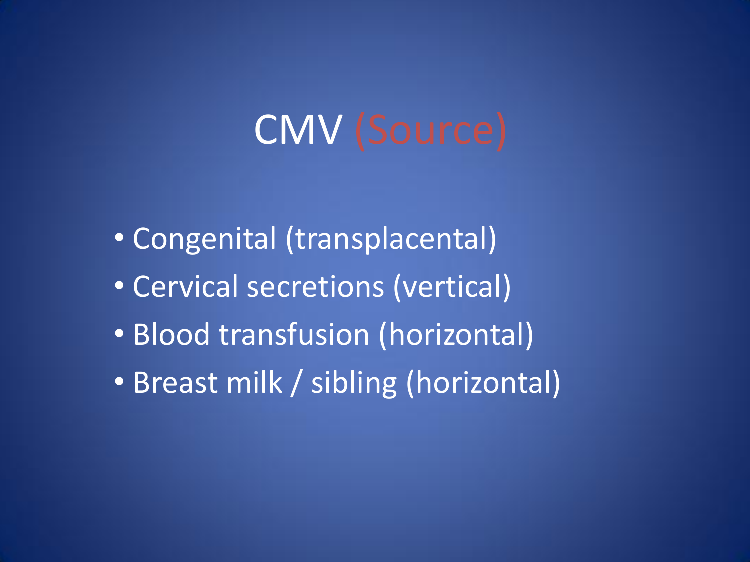# CMV (Source)

- Congenital (transplacental)
- Cervical secretions (vertical)
- Blood transfusion (horizontal)
- Breast milk / sibling (horizontal)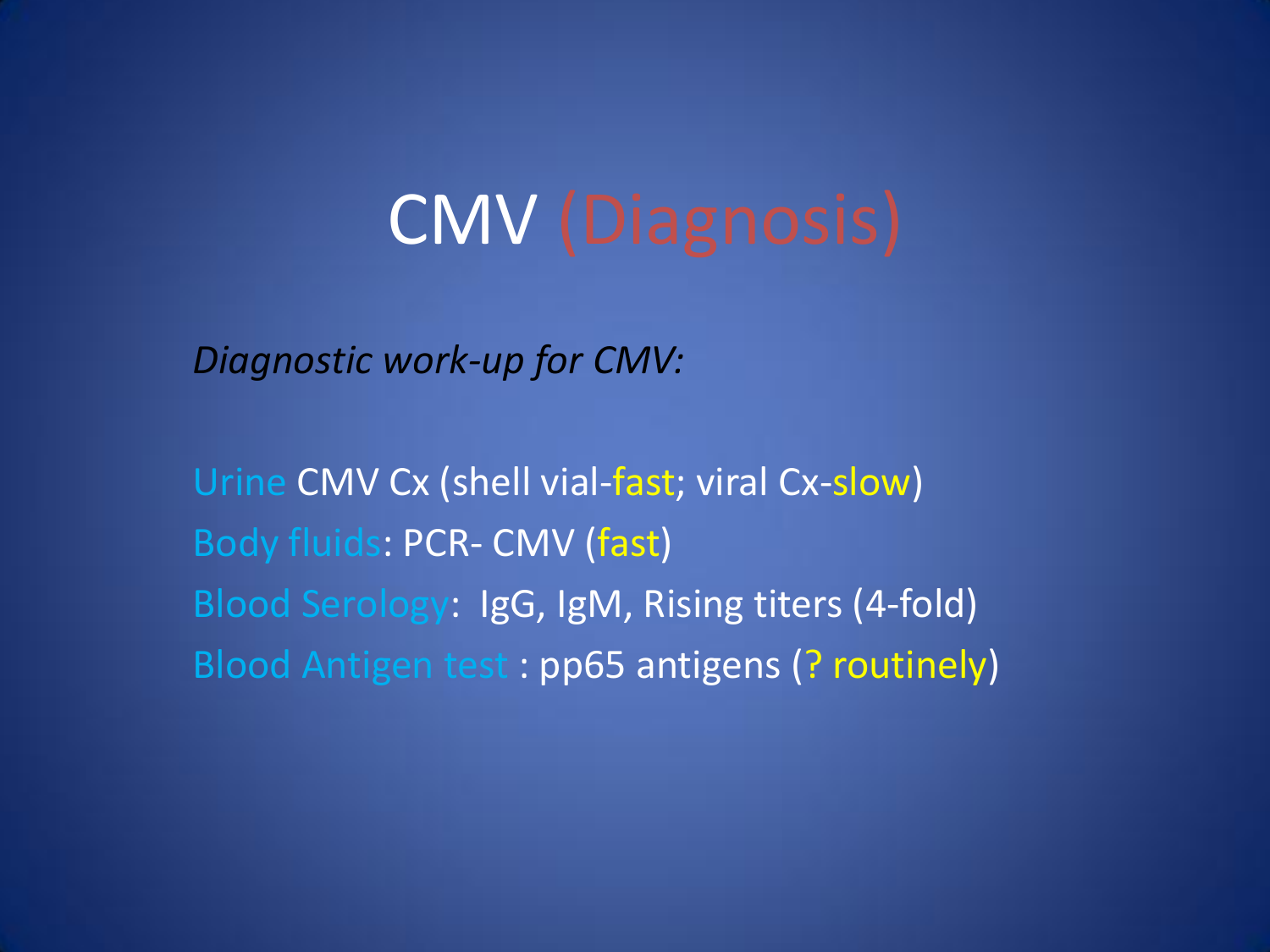# CMV (Diagnosis)

*Diagnostic work-up for CMV:*

Urine CMV Cx (shell vial-fast; viral Cx-slow)
Body fluids: PCR- CMV (fast)
Blood Serology: IgG, IgM, Rising titers (4-fold)
Blood Antigen test : pp65 antigens (? routinely)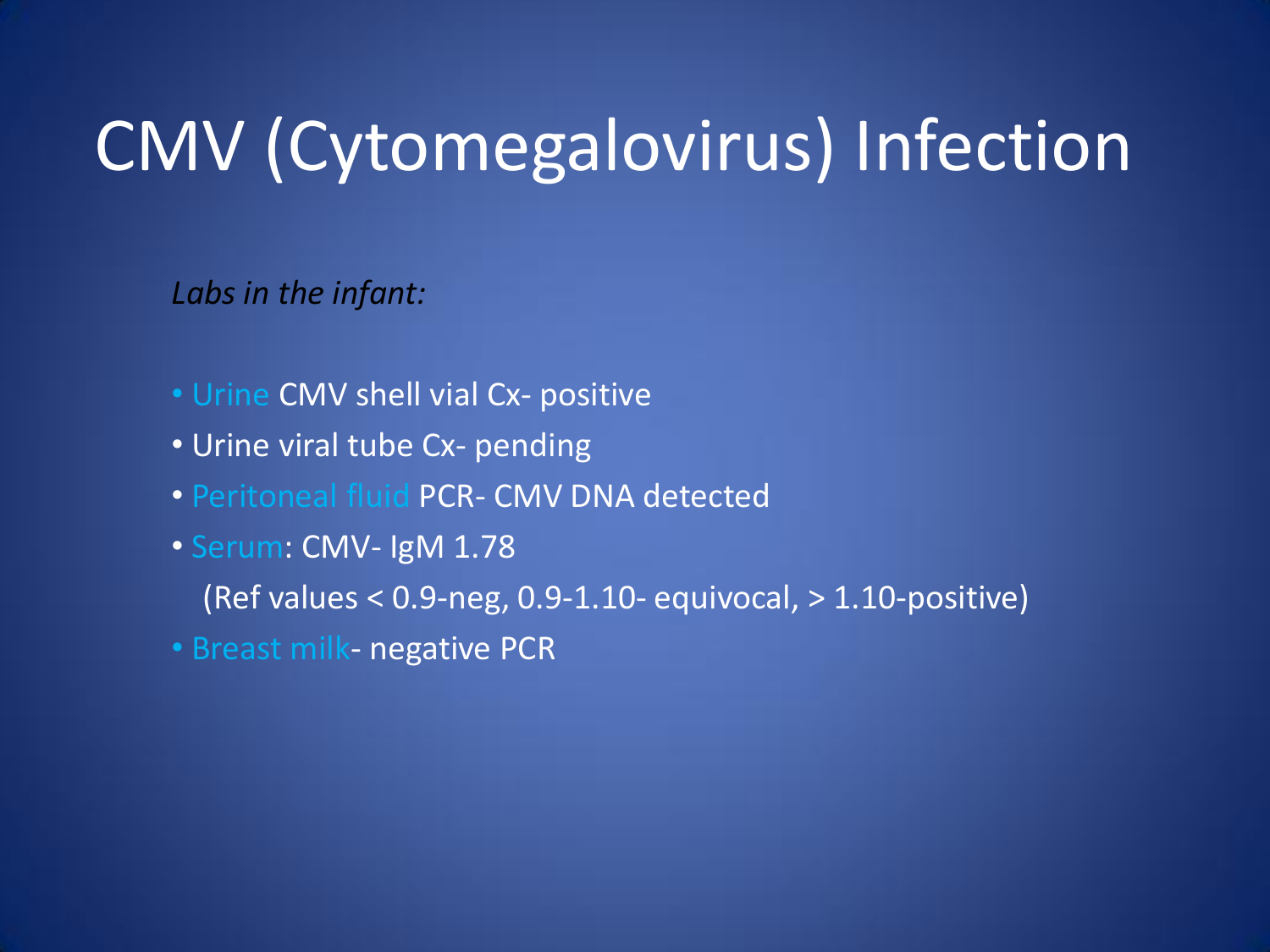# CMV (Cytomegalovirus) Infection

*Labs in the infant:*

- Urine CMV shell vial Cx- positive
- Urine viral tube Cx- pending
- Peritoneal fluid PCR- CMV DNA detected
- Serum: CMV- IgM 1.78
  (Ref values < 0.9-neg, 0.9-1.10- equivocal, > 1.10-positive)
- Breast milk- negative PCR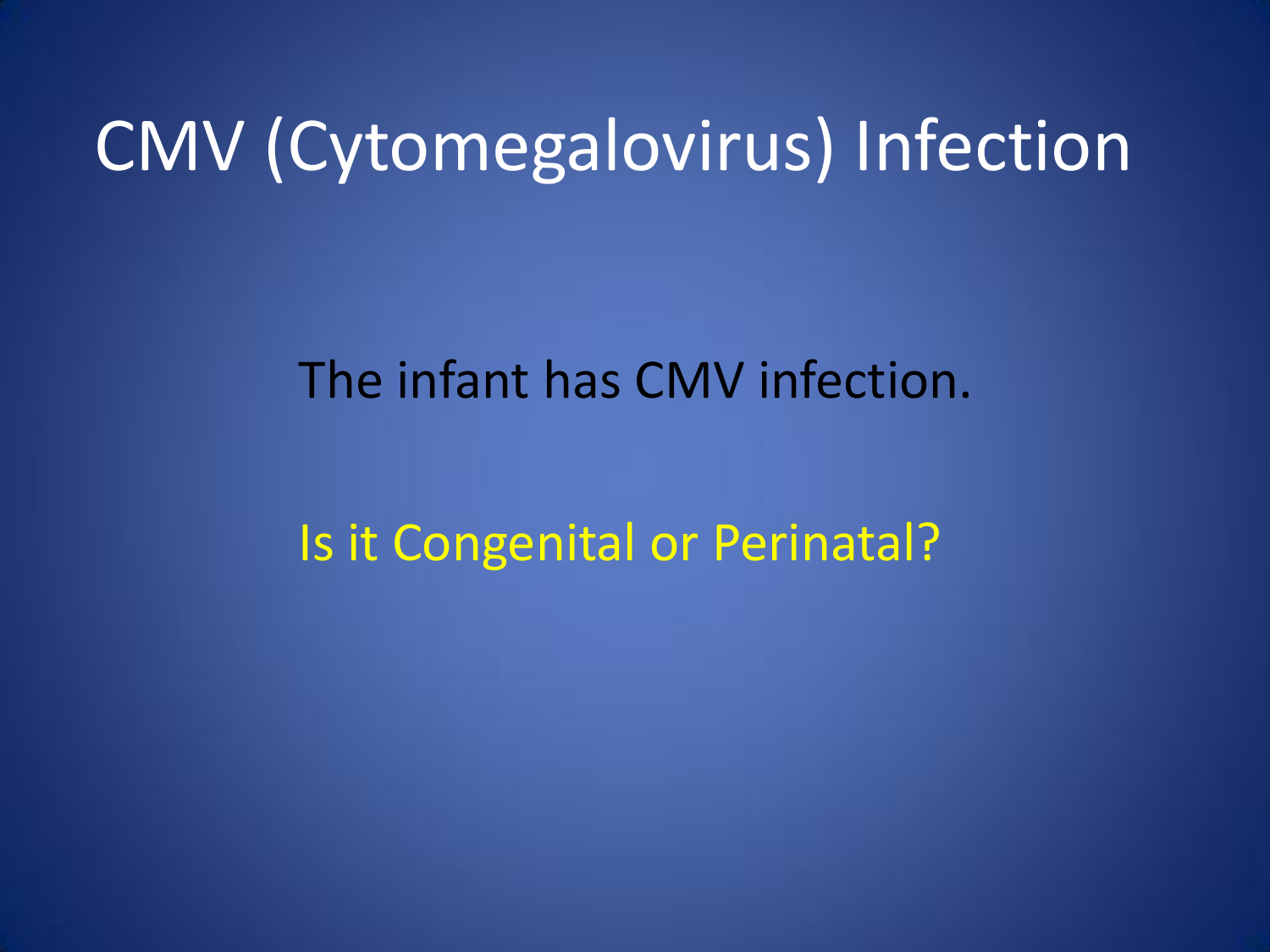# CMV (Cytomegalovirus) Infection

The infant has CMV infection.

Is it Congenital or Perinatal?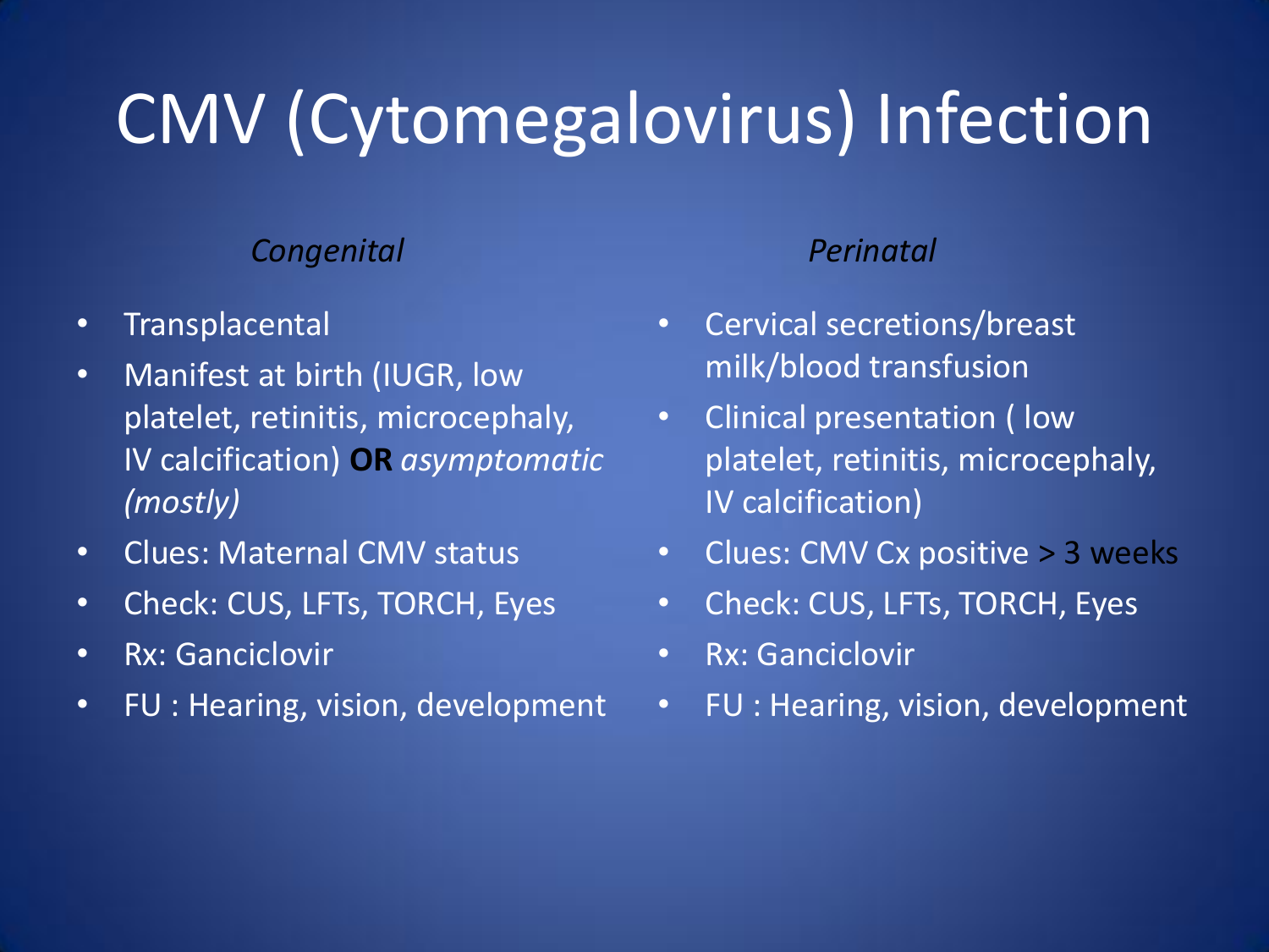# CMV (Cytomegalovirus) Infection

*Congenital*

- Transplacental
- Manifest at birth (IUGR, low platelet, retinitis, microcephaly, IV calcification) **OR** *asymptomatic (mostly)*
- Clues: Maternal CMV status
- Check: CUS, LFTs, TORCH, Eyes
- Rx: Ganciclovir
- FU : Hearing, vision, development

*Perinatal*

- Cervical secretions/breast milk/blood transfusion
- Clinical presentation ( low platelet, retinitis, microcephaly, IV calcification)
- Clues: CMV Cx positive > 3 weeks
- Check: CUS, LFTs, TORCH, Eyes
- Rx: Ganciclovir
- FU : Hearing, vision, development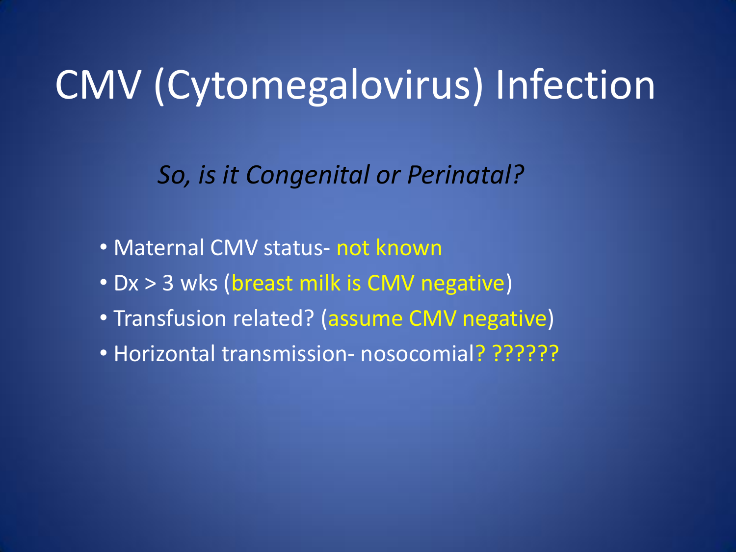# CMV (Cytomegalovirus) Infection

*So, is it Congenital or Perinatal?*

- Maternal CMV status- not known
- Dx > 3 wks (breast milk is CMV negative)
- Transfusion related? (assume CMV negative)
- Horizontal transmission- nosocomial? ??????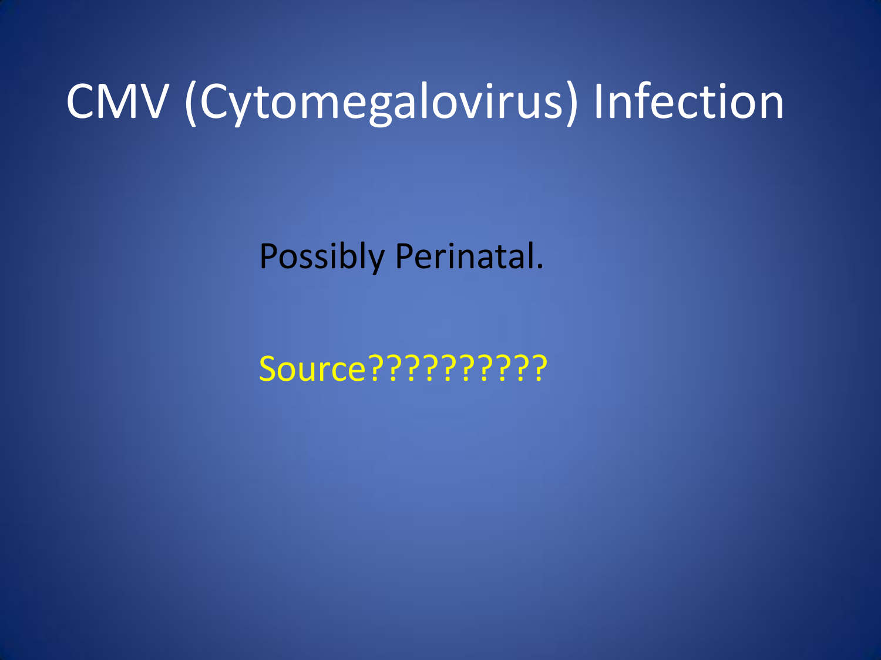# CMV (Cytomegalovirus) Infection

Possibly Perinatal.

Source??????????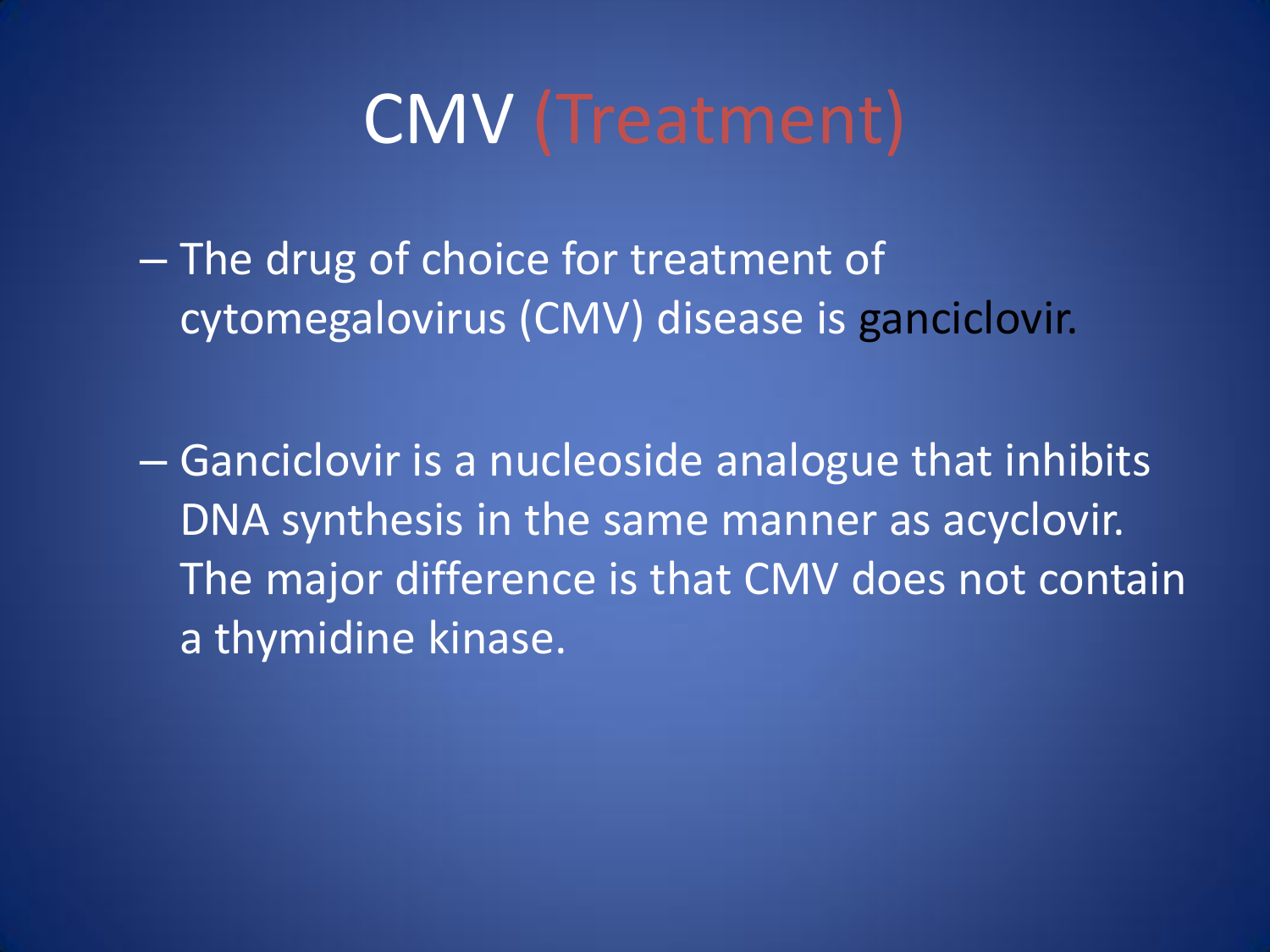# CMV (Treatment)

- The drug of choice for treatment of cytomegalovirus (CMV) disease is ganciclovir.

- Ganciclovir is a nucleoside analogue that inhibits DNA synthesis in the same manner as acyclovir. The major difference is that CMV does not contain a thymidine kinase.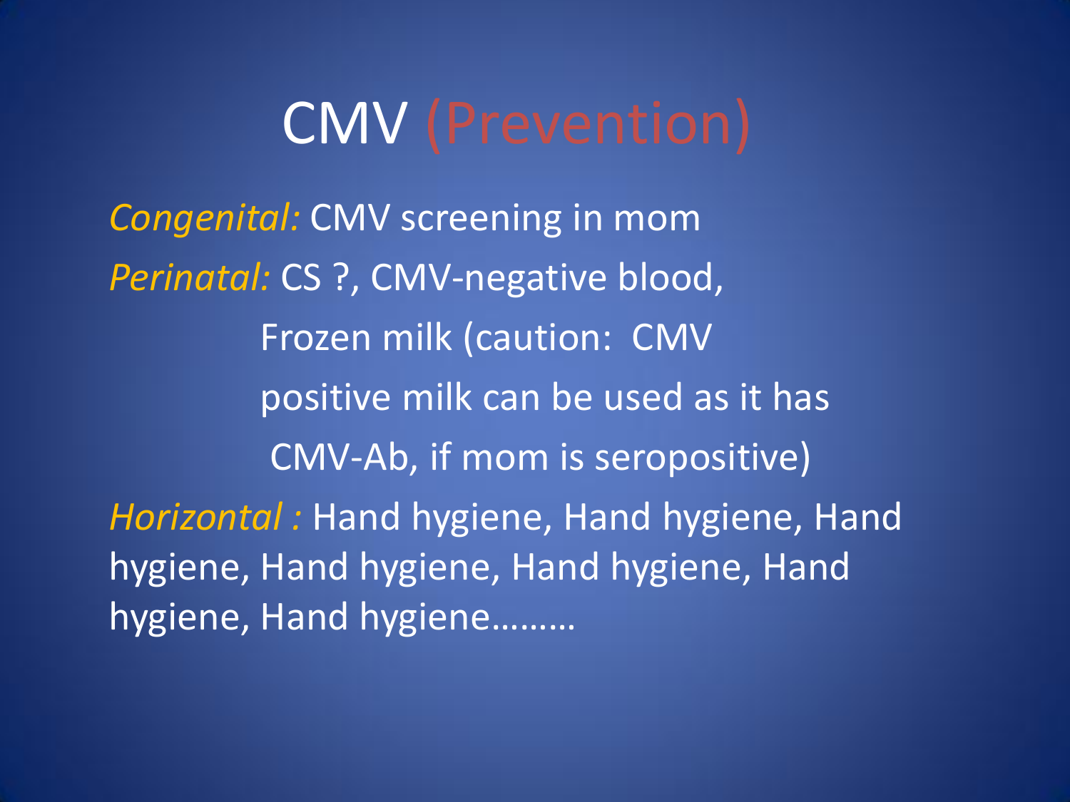# CMV (Prevention)

*Congenital:* CMV screening in mom

*Perinatal:* CS ?, CMV-negative blood,
Frozen milk (caution: CMV positive milk can be used as it has CMV-Ab, if mom is seropositive)

*Horizontal :* Hand hygiene, Hand hygiene, Hand hygiene, Hand hygiene, Hand hygiene, Hand hygiene, Hand hygiene………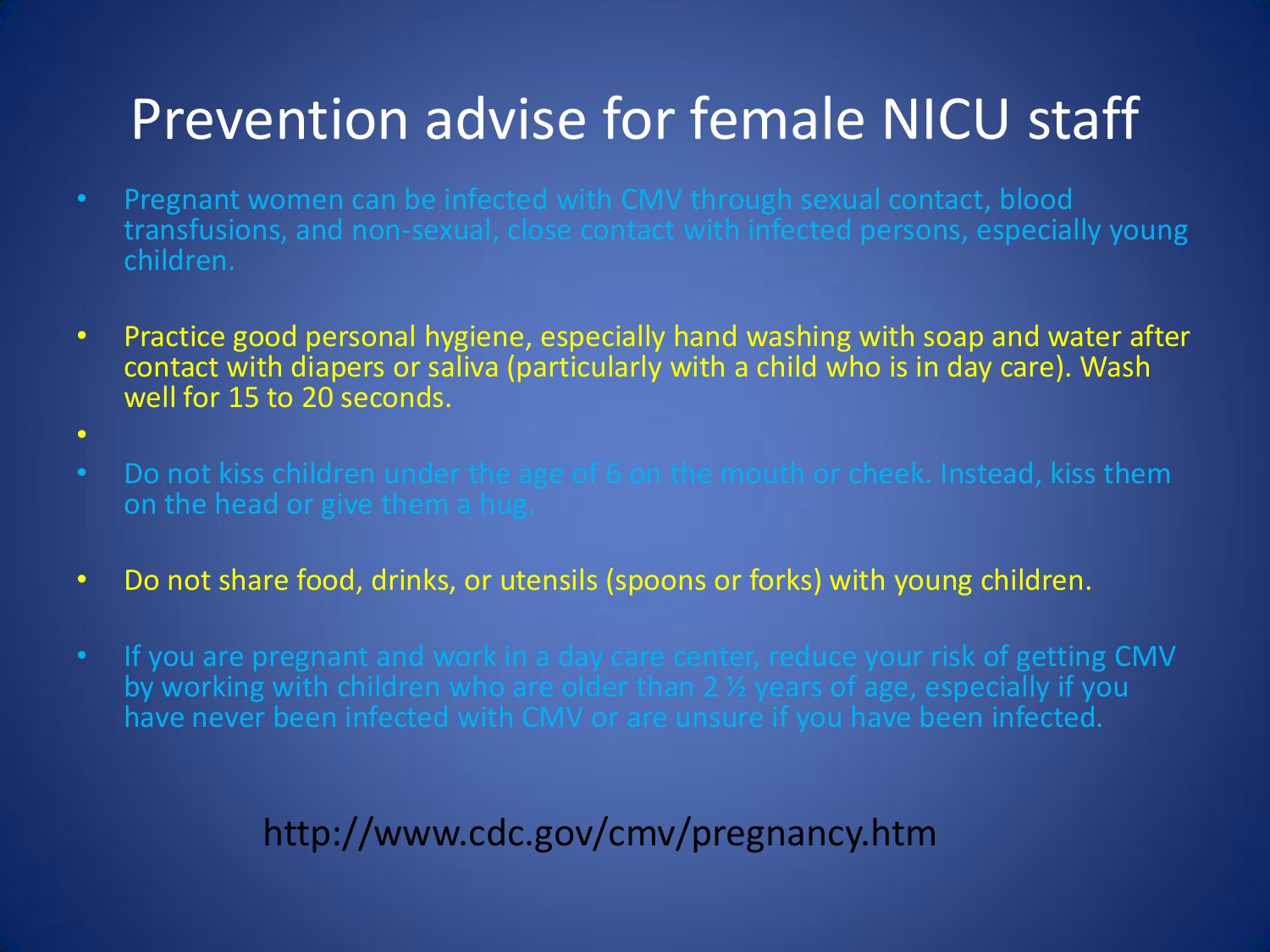# Prevention advise for female NICU staff

- Pregnant women can be infected with CMV through sexual contact, blood transfusions, and non-sexual, close contact with infected persons, especially young children.

- Practice good personal hygiene, especially hand washing with soap and water after contact with diapers or saliva (particularly with a child who is in day care). Wash well for 15 to 20 seconds.

- Do not kiss children under the age of 6 on the mouth or cheek. Instead, kiss them on the head or give them a hug.

- Do not share food, drinks, or utensils (spoons or forks) with young children.

- If you are pregnant and work in a day care center, reduce your risk of getting CMV by working with children who are older than 2 ½ years of age, especially if you have never been infected with CMV or are unsure if you have been infected.

http://www.cdc.gov/cmv/pregnancy.htm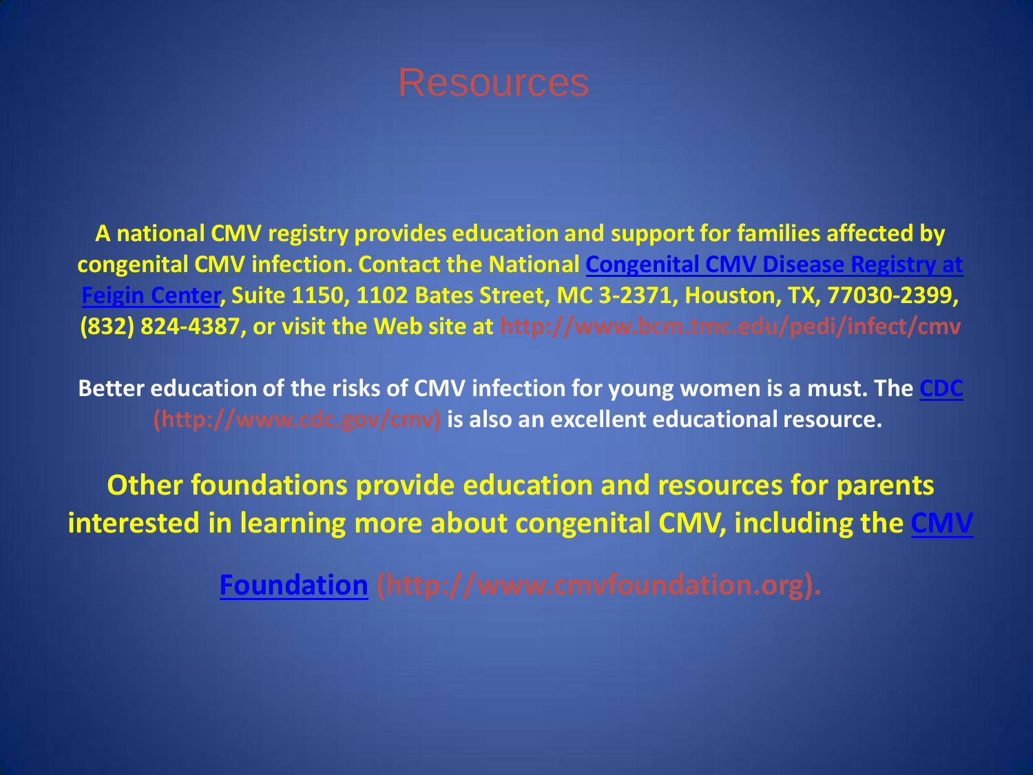# Resources

**A national CMV registry provides education and support for families affected by congenital CMV infection. Contact the National Congenital CMV Disease Registry at Feigin Center, Suite 1150, 1102 Bates Street, MC 3-2371, Houston, TX, 77030-2399, (832) 824-4387, or visit the Web site at http://www.bcm.tmc.edu/pedi/infect/cmv**

**Better education of the risks of CMV infection for young women is a must. The CDC (http://www.cdc.gov/cmv) is also an excellent educational resource.**

**Other foundations provide education and resources for parents interested in learning more about congenital CMV, including the CMV Foundation (http://www.cmvfoundation.org).**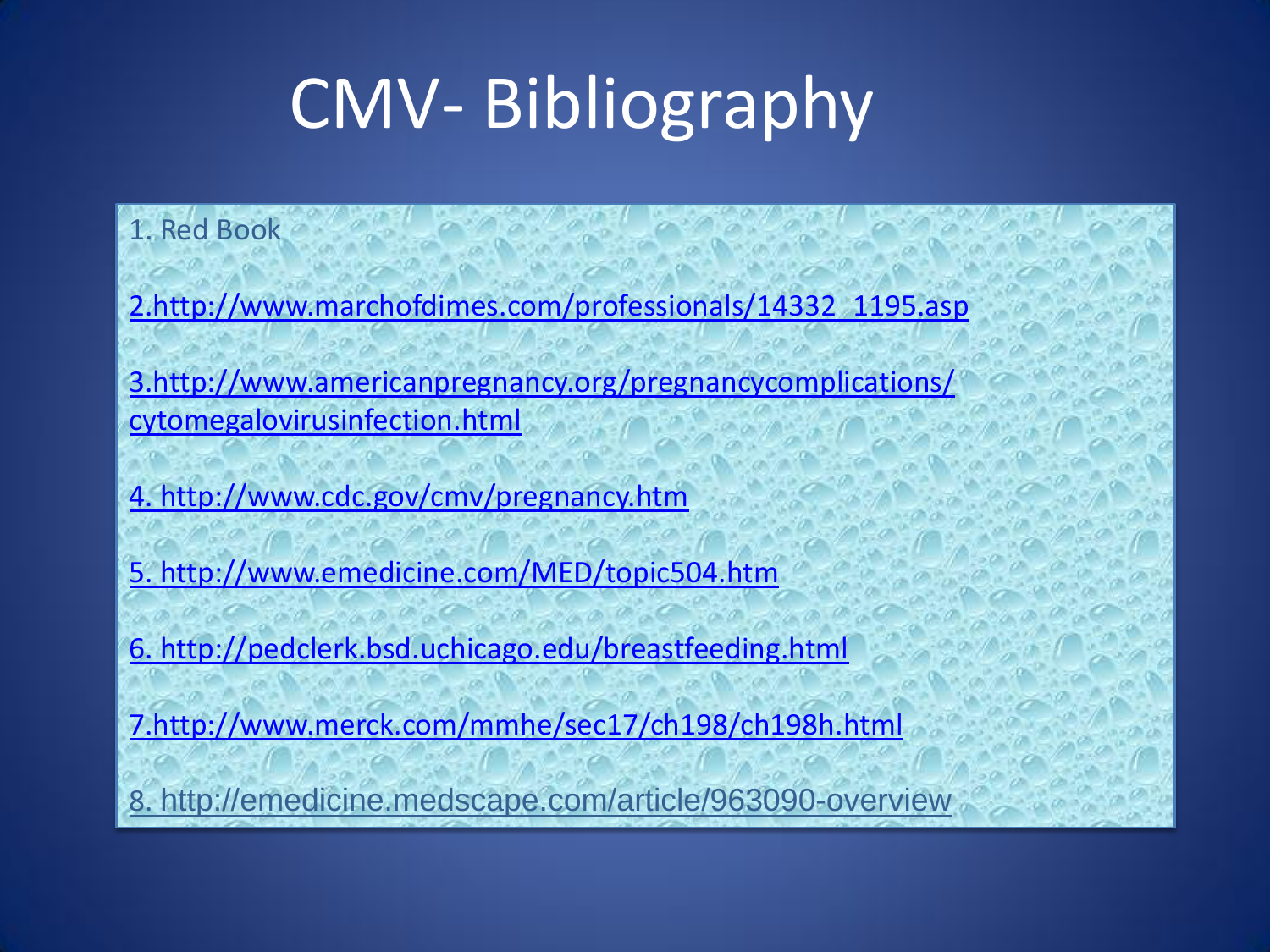# CMV- Bibliography

1. Red Book

2.http://www.marchofdimes.com/professionals/14332_1195.asp

3.http://www.americanpregnancy.org/pregnancycomplications/cytomegalovirusinfection.html

4. http://www.cdc.gov/cmv/pregnancy.htm

5. http://www.emedicine.com/MED/topic504.htm

6. http://pedclerk.bsd.uchicago.edu/breastfeeding.html

7.http://www.merck.com/mmhe/sec17/ch198/ch198h.html

8. http://emedicine.medscape.com/article/963090-overview